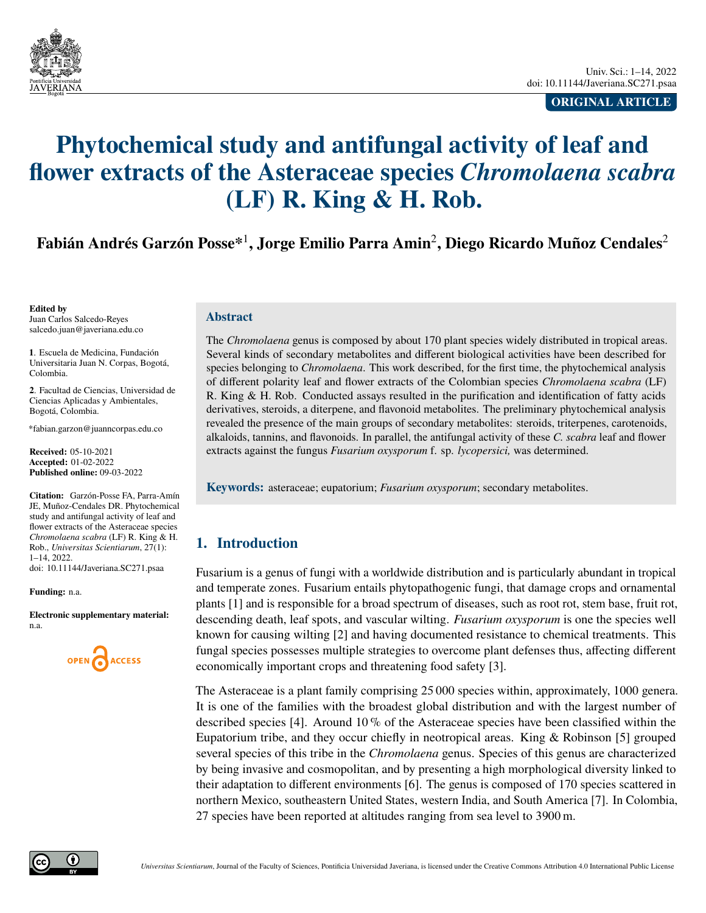ORIGINAL ARTICLE

# Phytochemical study and antifungal activity of leaf and flower extracts of the Asteraceae species *Chromolaena scabra* (LF) R. King & H. Rob.

**Fabián Andrés Garzón Posse*[1], Jorge Emilio Parra Amin[2], Diego Ricardo Muñoz Cendales[2]**

**Edited by**
Juan Carlos Salcedo-Reyes
salcedo.juan@javeriana.edu.co

**1**. Escuela de Medicina, Fundación Universitaria Juan N. Corpas, Bogotá, Colombia.

**2**. Facultad de Ciencias, Universidad de Ciencias Aplicadas y Ambientales, Bogotá, Colombia.

*fabian.garzon@juanncorpas.edu.co

**Received:** 05-10-2021
**Accepted:** 01-02-2022
**Published online:** 09-03-2022

**Citation:** Garzón-Posse FA, Parra-Amín JE, Muñoz-Cendales DR. Phytochemical study and antifungal activity of leaf and flower extracts of the Asteraceae species *Chromolaena scabra* (LF) R. King & H. Rob., *Universitas Scientiarum*, 27(1): 1–14, 2022. doi: 10.11144/Javeriana.SC271.psaa

**Funding:** n.a.

**Electronic supplementary material:** n.a.

## Abstract

The *Chromolaena* genus is composed by about 170 plant species widely distributed in tropical areas. Several kinds of secondary metabolites and different biological activities have been described for species belonging to *Chromolaena*. This work described, for the first time, the phytochemical analysis of different polarity leaf and flower extracts of the Colombian species *Chromolaena scabra* (LF) R. King & H. Rob. Conducted assays resulted in the purification and identification of fatty acids derivatives, steroids, a diterpene, and flavonoid metabolites. The preliminary phytochemical analysis revealed the presence of the main groups of secondary metabolites: steroids, triterpenes, carotenoids, alkaloids, tannins, and flavonoids. In parallel, the antifungal activity of these *C. scabra* leaf and flower extracts against the fungus *Fusarium oxysporum* f. sp. *lycopersici,* was determined.

**Keywords:** asteraceae; eupatorium; *Fusarium oxysporum*; secondary metabolites.

## 1. Introduction

Fusarium is a genus of fungi with a worldwide distribution and is particularly abundant in tropical and temperate zones. Fusarium entails phytopathogenic fungi, that damage crops and ornamental plants [1] and is responsible for a broad spectrum of diseases, such as root rot, stem base, fruit rot, descending death, leaf spots, and vascular wilting. *Fusarium oxysporum* is one the species well known for causing wilting [2] and having documented resistance to chemical treatments. This fungal species possesses multiple strategies to overcome plant defenses thus, affecting different economically important crops and threatening food safety [3].

The Asteraceae is a plant family comprising 25 000 species within, approximately, 1000 genera. It is one of the families with the broadest global distribution and with the largest number of described species [4]. Around 10 % of the Asteraceae species have been classified within the Eupatorium tribe, and they occur chiefly in neotropical areas. King & Robinson [5] grouped several species of this tribe in the *Chromolaena* genus. Species of this genus are characterized by being invasive and cosmopolitan, and by presenting a high morphological diversity linked to their adaptation to different environments [6]. The genus is composed of 170 species scattered in northern Mexico, southeastern United States, western India, and South America [7]. In Colombia, 27 species have been reported at altitudes ranging from sea level to 3900 m.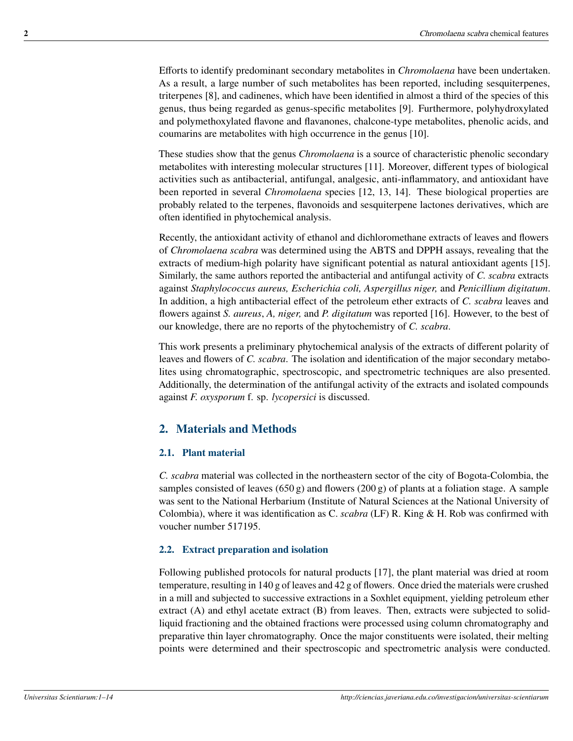Efforts to identify predominant secondary metabolites in *Chromolaena* have been undertaken. As a result, a large number of such metabolites has been reported, including sesquiterpenes, triterpenes [8], and cadinenes, which have been identified in almost a third of the species of this genus, thus being regarded as genus-specific metabolites [9]. Furthermore, polyhydroxylated and polymethoxylated flavone and flavanones, chalcone-type metabolites, phenolic acids, and coumarins are metabolites with high occurrence in the genus [10].

These studies show that the genus *Chromolaena* is a source of characteristic phenolic secondary metabolites with interesting molecular structures [11]. Moreover, different types of biological activities such as antibacterial, antifungal, analgesic, anti-inflammatory, and antioxidant have been reported in several *Chromolaena* species [12, 13, 14]. These biological properties are probably related to the terpenes, flavonoids and sesquiterpene lactones derivatives, which are often identified in phytochemical analysis.

Recently, the antioxidant activity of ethanol and dichloromethane extracts of leaves and flowers of *Chromolaena scabra* was determined using the ABTS and DPPH assays, revealing that the extracts of medium-high polarity have significant potential as natural antioxidant agents [15]. Similarly, the same authors reported the antibacterial and antifungal activity of *C. scabra* extracts against *Staphylococcus aureus, Escherichia coli, Aspergillus niger,* and *Penicillium digitatum*. In addition, a high antibacterial effect of the petroleum ether extracts of *C. scabra* leaves and flowers against *S. aureus*, *A, niger,* and *P. digitatum* was reported [16]. However, to the best of our knowledge, there are no reports of the phytochemistry of *C. scabra*.

This work presents a preliminary phytochemical analysis of the extracts of different polarity of leaves and flowers of *C. scabra*. The isolation and identification of the major secondary metabolites using chromatographic, spectroscopic, and spectrometric techniques are also presented. Additionally, the determination of the antifungal activity of the extracts and isolated compounds against *F. oxysporum* f. sp. *lycopersici* is discussed.

## 2. Materials and Methods

### 2.1. Plant material

*C. scabra* material was collected in the northeastern sector of the city of Bogota-Colombia, the samples consisted of leaves (650 g) and flowers (200 g) of plants at a foliation stage. A sample was sent to the National Herbarium (Institute of Natural Sciences at the National University of Colombia), where it was identification as C. *scabra* (LF) R. King & H. Rob was confirmed with voucher number 517195.

### 2.2. Extract preparation and isolation

Following published protocols for natural products [17], the plant material was dried at room temperature, resulting in 140 g of leaves and 42 g of flowers. Once dried the materials were crushed in a mill and subjected to successive extractions in a Soxhlet equipment, yielding petroleum ether extract (A) and ethyl acetate extract (B) from leaves. Then, extracts were subjected to solid-liquid fractioning and the obtained fractions were processed using column chromatography and preparative thin layer chromatography. Once the major constituents were isolated, their melting points were determined and their spectroscopic and spectrometric analysis were conducted.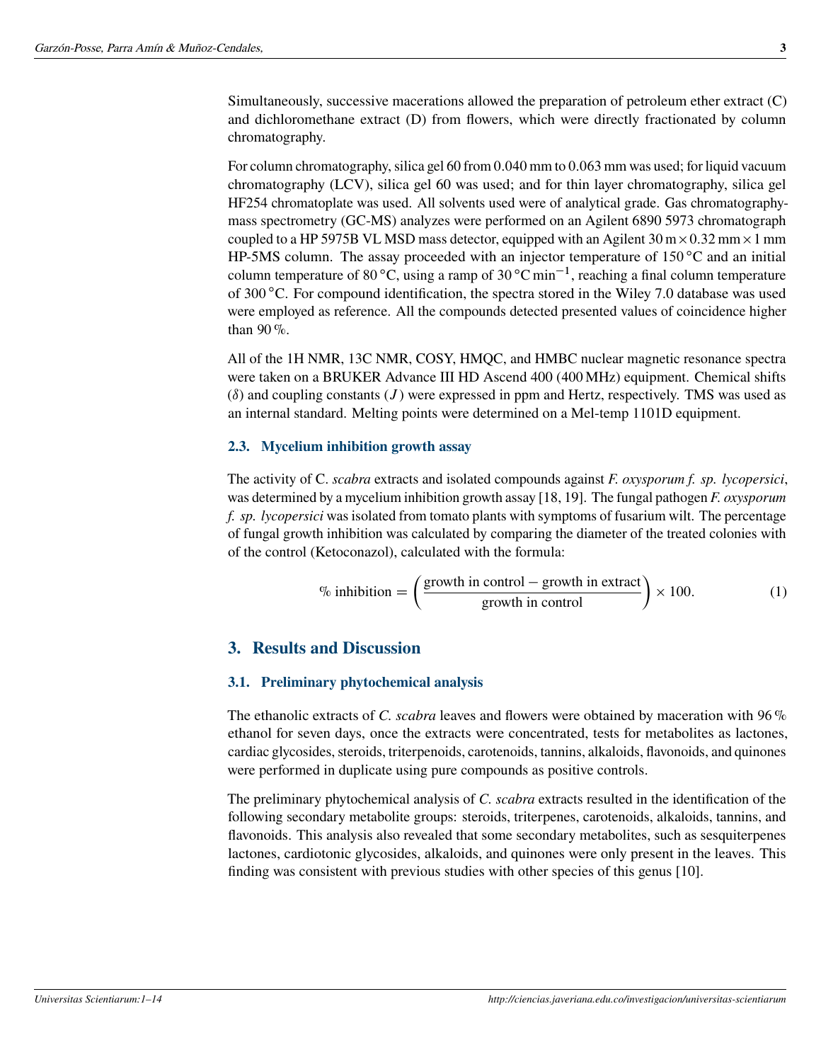Simultaneously, successive macerations allowed the preparation of petroleum ether extract (C) and dichloromethane extract (D) from flowers, which were directly fractionated by column chromatography.

For column chromatography, silica gel 60 from 0.040 mm to 0.063 mm was used; for liquid vacuum chromatography (LCV), silica gel 60 was used; and for thin layer chromatography, silica gel HF254 chromatoplate was used. All solvents used were of analytical grade. Gas chromatography-mass spectrometry (GC-MS) analyzes were performed on an Agilent 6890 5973 chromatograph coupled to a HP 5975B VL MSD mass detector, equipped with an Agilent 30 m × 0.32 mm × 1 mm HP-5MS column. The assay proceeded with an injector temperature of 150 °C and an initial column temperature of 80 °C, using a ramp of 30 °C $min^{-1}$, reaching a final column temperature of 300 °C. For compound identification, the spectra stored in the Wiley 7.0 database was used were employed as reference. All the compounds detected presented values of coincidence higher than 90 %.

All of the 1H NMR, 13C NMR, COSY, HMQC, and HMBC nuclear magnetic resonance spectra were taken on a BRUKER Advance III HD Ascend 400 (400 MHz) equipment. Chemical shifts ($\delta$) and coupling constants ($J$) were expressed in ppm and Hertz, respectively. TMS was used as an internal standard. Melting points were determined on a Mel-temp 1101D equipment.

### 2.3. Mycelium inhibition growth assay

The activity of C. *scabra* extracts and isolated compounds against *F. oxysporum f. sp. lycopersici*, was determined by a mycelium inhibition growth assay [18, 19]. The fungal pathogen *F. oxysporum f. sp. lycopersici* was isolated from tomato plants with symptoms of fusarium wilt. The percentage of fungal growth inhibition was calculated by comparing the diameter of the treated colonies with of the control (Ketoconazol), calculated with the formula:

$$\%\text{ inhibition} = \left(\frac{\text{growth in control} - \text{growth in extract}}{\text{growth in control}}\right) \times 100. \tag{1}$$

## 3. Results and Discussion

### 3.1. Preliminary phytochemical analysis

The ethanolic extracts of *C. scabra* leaves and flowers were obtained by maceration with 96 % ethanol for seven days, once the extracts were concentrated, tests for metabolites as lactones, cardiac glycosides, steroids, triterpenoids, carotenoids, tannins, alkaloids, flavonoids, and quinones were performed in duplicate using pure compounds as positive controls.

The preliminary phytochemical analysis of *C. scabra* extracts resulted in the identification of the following secondary metabolite groups: steroids, triterpenes, carotenoids, alkaloids, tannins, and flavonoids. This analysis also revealed that some secondary metabolites, such as sesquiterpenes lactones, cardiotonic glycosides, alkaloids, and quinones were only present in the leaves. This finding was consistent with previous studies with other species of this genus [10].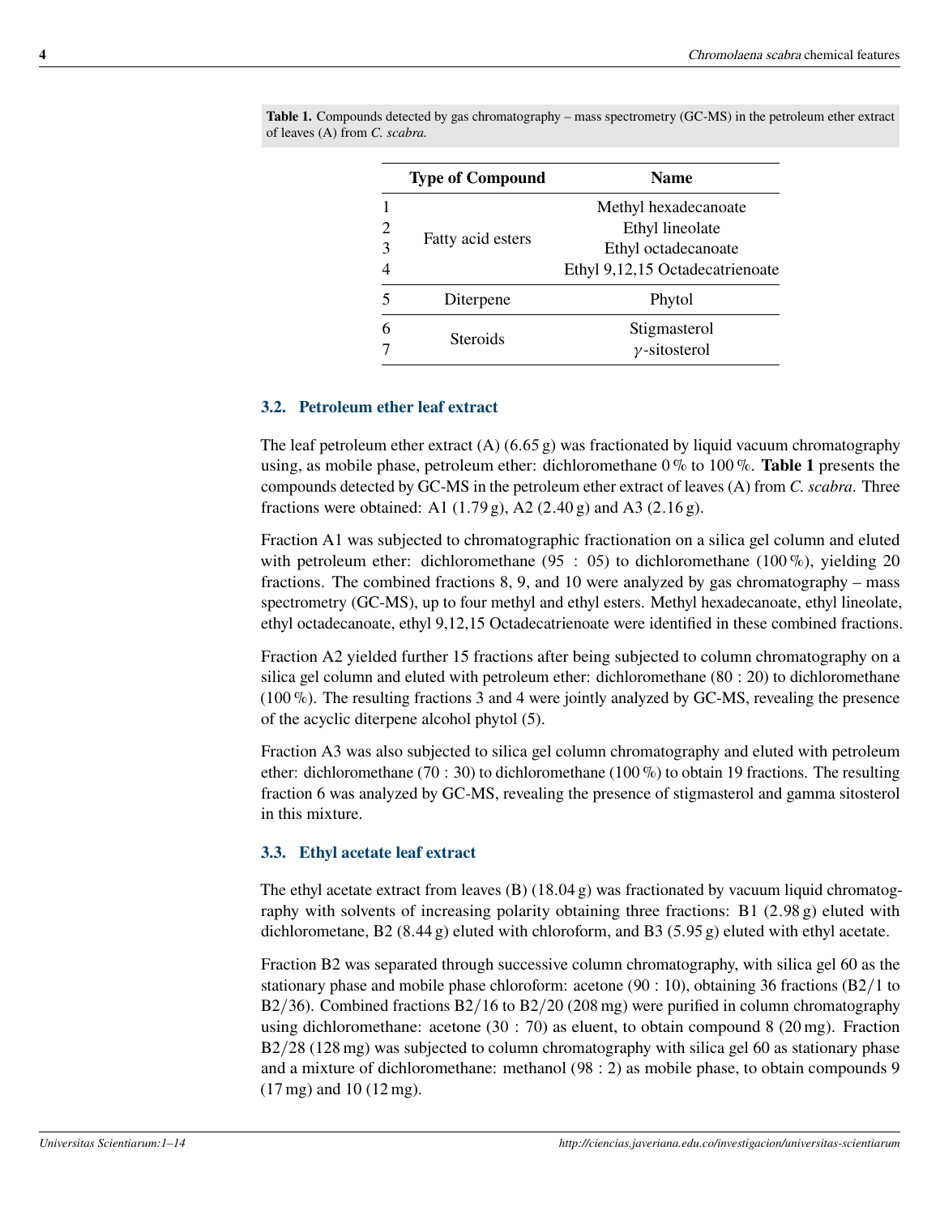**Table 1.** Compounds detected by gas chromatography – mass spectrometry (GC-MS) in the petroleum ether extract of leaves (A) from *C. scabra.*

| | Type of Compound | Name |
|---|---|---|
| 1 | Fatty acid esters | Methyl hexadecanoate |
| 2 | | Ethyl lineolate |
| 3 | | Ethyl octadecanoate |
| 4 | | Ethyl 9,12,15 Octadecatrienoate |
| 5 | Diterpene | Phytol |
| 6 | Steroids | Stigmasterol |
| 7 | | $\gamma$-sitosterol |

### 3.2. Petroleum ether leaf extract

The leaf petroleum ether extract (A) (6.65 g) was fractionated by liquid vacuum chromatography using, as mobile phase, petroleum ether: dichloromethane 0 % to 100 %. **Table 1** presents the compounds detected by GC-MS in the petroleum ether extract of leaves (A) from *C. scabra*. Three fractions were obtained: A1 (1.79 g), A2 (2.40 g) and A3 (2.16 g).

Fraction A1 was subjected to chromatographic fractionation on a silica gel column and eluted with petroleum ether: dichloromethane (95 : 05) to dichloromethane (100 %), yielding 20 fractions. The combined fractions 8, 9, and 10 were analyzed by gas chromatography – mass spectrometry (GC-MS), up to four methyl and ethyl esters. Methyl hexadecanoate, ethyl lineolate, ethyl octadecanoate, ethyl 9,12,15 Octadecatrienoate were identified in these combined fractions.

Fraction A2 yielded further 15 fractions after being subjected to column chromatography on a silica gel column and eluted with petroleum ether: dichloromethane (80 : 20) to dichloromethane (100 %). The resulting fractions 3 and 4 were jointly analyzed by GC-MS, revealing the presence of the acyclic diterpene alcohol phytol (5).

Fraction A3 was also subjected to silica gel column chromatography and eluted with petroleum ether: dichloromethane (70 : 30) to dichloromethane (100 %) to obtain 19 fractions. The resulting fraction 6 was analyzed by GC-MS, revealing the presence of stigmasterol and gamma sitosterol in this mixture.

### 3.3. Ethyl acetate leaf extract

The ethyl acetate extract from leaves (B) (18.04 g) was fractionated by vacuum liquid chromatography with solvents of increasing polarity obtaining three fractions: B1 (2.98 g) eluted with dichlorometane, B2 (8.44 g) eluted with chloroform, and B3 (5.95 g) eluted with ethyl acetate.

Fraction B2 was separated through successive column chromatography, with silica gel 60 as the stationary phase and mobile phase chloroform: acetone (90 : 10), obtaining 36 fractions (B2/1 to B2/36). Combined fractions B2/16 to B2/20 (208 mg) were purified in column chromatography using dichloromethane: acetone (30 : 70) as eluent, to obtain compound 8 (20 mg). Fraction B2/28 (128 mg) was subjected to column chromatography with silica gel 60 as stationary phase and a mixture of dichloromethane: methanol (98 : 2) as mobile phase, to obtain compounds 9 (17 mg) and 10 (12 mg).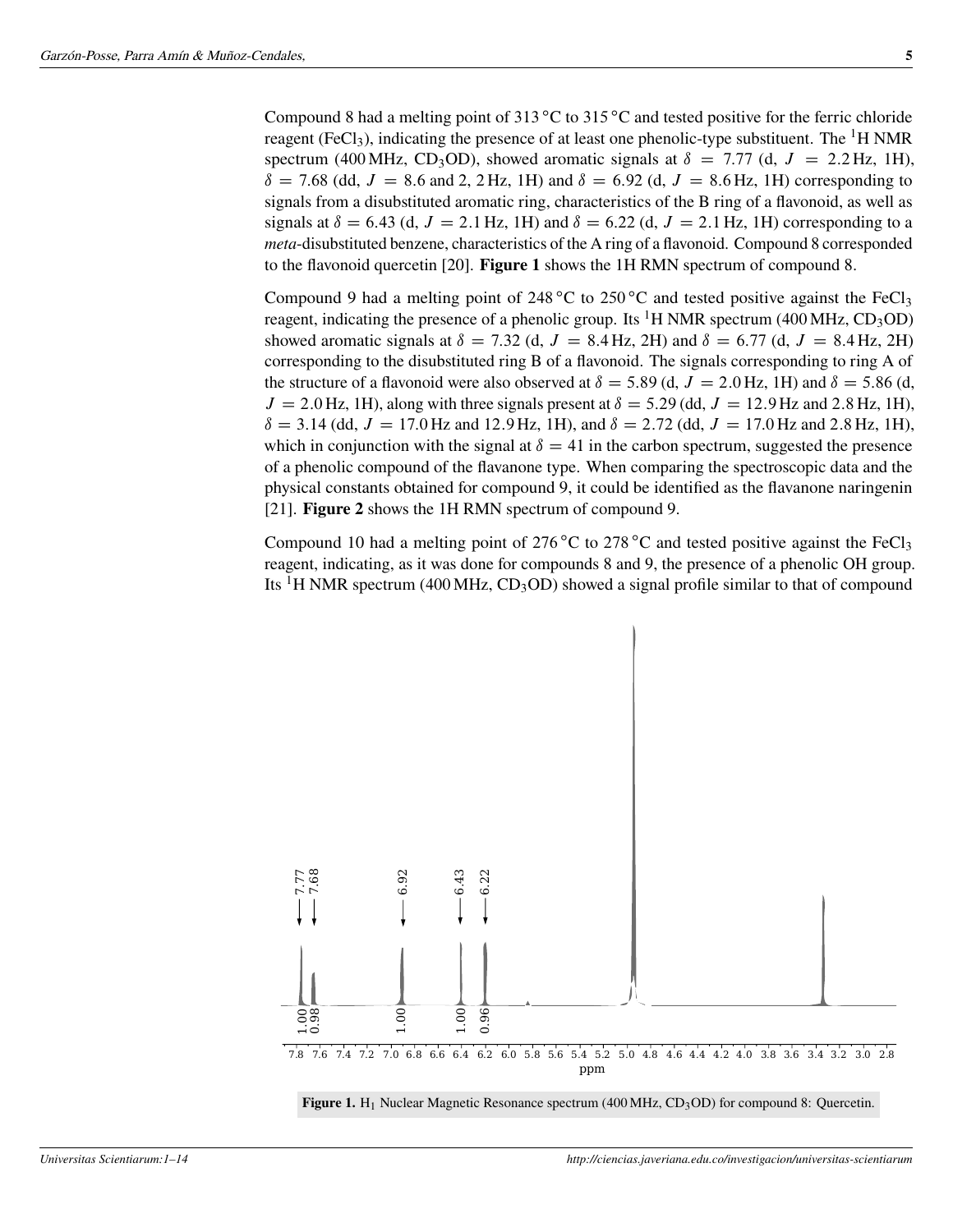Compound 8 had a melting point of 313 °C to 315 °C and tested positive for the ferric chloride reagent ($FeCl_3$), indicating the presence of at least one phenolic-type substituent. The $^1$H NMR spectrum (400 MHz, $CD_3OD$), showed aromatic signals at $\delta = 7.77$ (d, $J = 2.2$ Hz, 1H), $\delta = 7.68$ (dd, $J = 8.6$ and 2, 2 Hz, 1H) and $\delta = 6.92$ (d, $J = 8.6$ Hz, 1H) corresponding to signals from a disubstituted aromatic ring, characteristics of the B ring of a flavonoid, as well as signals at $\delta = 6.43$ (d, $J = 2.1$ Hz, 1H) and $\delta = 6.22$ (d, $J = 2.1$ Hz, 1H) corresponding to a *meta*-disubstituted benzene, characteristics of the A ring of a flavonoid. Compound 8 corresponded to the flavonoid quercetin [20]. **Figure 1** shows the 1H RMN spectrum of compound 8.

Compound 9 had a melting point of 248 °C to 250 °C and tested positive against the $FeCl_3$ reagent, indicating the presence of a phenolic group. Its $^1$H NMR spectrum (400 MHz, $CD_3OD$) showed aromatic signals at $\delta = 7.32$ (d, $J = 8.4$ Hz, 2H) and $\delta = 6.77$ (d, $J = 8.4$ Hz, 2H) corresponding to the disubstituted ring B of a flavonoid. The signals corresponding to ring A of the structure of a flavonoid were also observed at $\delta = 5.89$ (d, $J = 2.0$ Hz, 1H) and $\delta = 5.86$ (d, $J = 2.0$ Hz, 1H), along with three signals present at $\delta = 5.29$ (dd, $J = 12.9$ Hz and 2.8 Hz, 1H), $\delta = 3.14$ (dd, $J = 17.0$ Hz and 12.9 Hz, 1H), and $\delta = 2.72$ (dd, $J = 17.0$ Hz and 2.8 Hz, 1H), which in conjunction with the signal at $\delta = 41$ in the carbon spectrum, suggested the presence of a phenolic compound of the flavanone type. When comparing the spectroscopic data and the physical constants obtained for compound 9, it could be identified as the flavanone naringenin [21]. **Figure 2** shows the 1H RMN spectrum of compound 9.

Compound 10 had a melting point of 276 °C to 278 °C and tested positive against the $FeCl_3$ reagent, indicating, as it was done for compounds 8 and 9, the presence of a phenolic OH group. Its $^1$H NMR spectrum (400 MHz, $CD_3OD$) showed a signal profile similar to that of compound

**Figure 1.** $H_1$ Nuclear Magnetic Resonance spectrum (400 MHz, $CD_3OD$) for compound 8: Quercetin.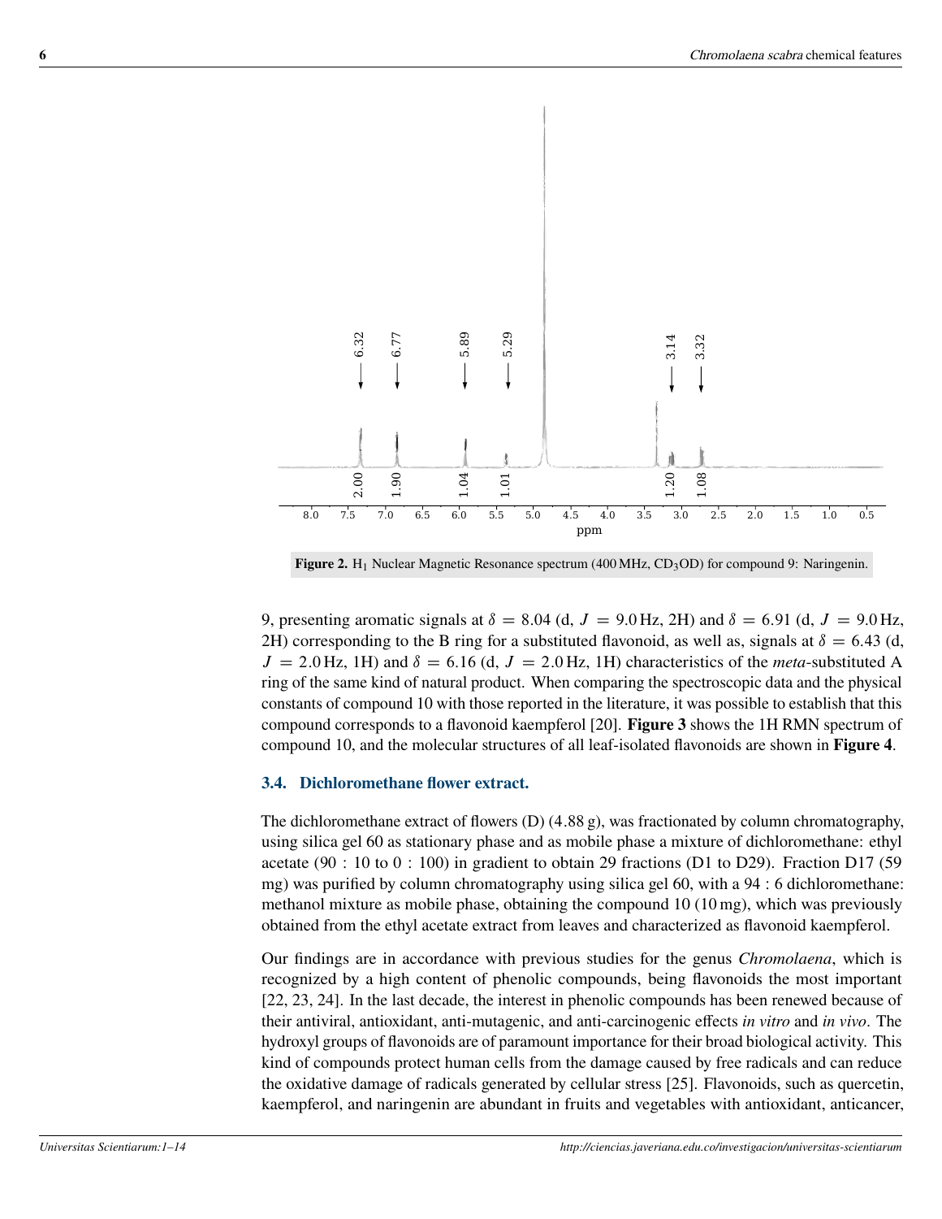**Figure 2.** $H_1$ Nuclear Magnetic Resonance spectrum (400 MHz, $CD_3OD$) for compound 9: Naringenin.

9, presenting aromatic signals at $\delta = 8.04$ (d, $J = 9.0$ Hz, 2H) and $\delta = 6.91$ (d, $J = 9.0$ Hz, 2H) corresponding to the B ring for a substituted flavonoid, as well as, signals at $\delta = 6.43$ (d, $J = 2.0$ Hz, 1H) and $\delta = 6.16$ (d, $J = 2.0$ Hz, 1H) characteristics of the *meta*-substituted A ring of the same kind of natural product. When comparing the spectroscopic data and the physical constants of compound 10 with those reported in the literature, it was possible to establish that this compound corresponds to a flavonoid kaempferol [20]. **Figure 3** shows the 1H RMN spectrum of compound 10, and the molecular structures of all leaf-isolated flavonoids are shown in **Figure 4**.

### 3.4. Dichloromethane flower extract.

The dichloromethane extract of flowers (D) (4.88 g), was fractionated by column chromatography, using silica gel 60 as stationary phase and as mobile phase a mixture of dichloromethane: ethyl acetate (90 : 10 to 0 : 100) in gradient to obtain 29 fractions (D1 to D29). Fraction D17 (59 mg) was purified by column chromatography using silica gel 60, with a 94 : 6 dichloromethane: methanol mixture as mobile phase, obtaining the compound 10 (10 mg), which was previously obtained from the ethyl acetate extract from leaves and characterized as flavonoid kaempferol.

Our findings are in accordance with previous studies for the genus *Chromolaena*, which is recognized by a high content of phenolic compounds, being flavonoids the most important [22, 23, 24]. In the last decade, the interest in phenolic compounds has been renewed because of their antiviral, antioxidant, anti-mutagenic, and anti-carcinogenic effects *in vitro* and *in vivo*. The hydroxyl groups of flavonoids are of paramount importance for their broad biological activity. This kind of compounds protect human cells from the damage caused by free radicals and can reduce the oxidative damage of radicals generated by cellular stress [25]. Flavonoids, such as quercetin, kaempferol, and naringenin are abundant in fruits and vegetables with antioxidant, anticancer,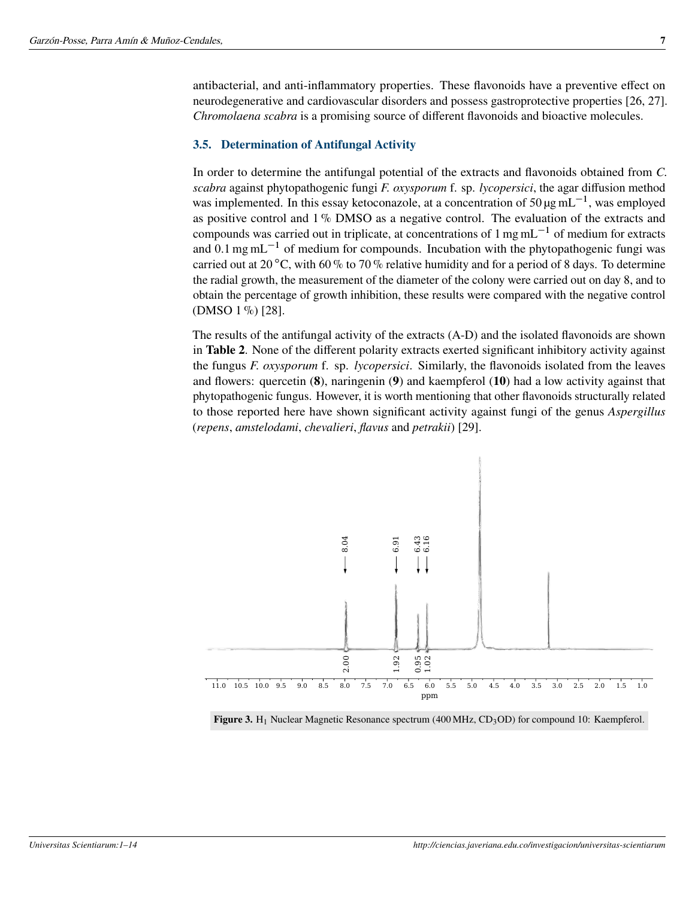antibacterial, and anti-inflammatory properties. These flavonoids have a preventive effect on neurodegenerative and cardiovascular disorders and possess gastroprotective properties [26, 27]. *Chromolaena scabra* is a promising source of different flavonoids and bioactive molecules.

### 3.5. Determination of Antifungal Activity

In order to determine the antifungal potential of the extracts and flavonoids obtained from *C. scabra* against phytopathogenic fungi *F. oxysporum* f. sp. *lycopersici*, the agar diffusion method was implemented. In this essay ketoconazole, at a concentration of $50\,\mu g\,mL^{-1}$, was employed as positive control and 1 % DMSO as a negative control. The evaluation of the extracts and compounds was carried out in triplicate, at concentrations of $1\,mg\,mL^{-1}$ of medium for extracts and $0.1\,mg\,mL^{-1}$ of medium for compounds. Incubation with the phytopathogenic fungi was carried out at 20 °C, with 60 % to 70 % relative humidity and for a period of 8 days. To determine the radial growth, the measurement of the diameter of the colony were carried out on day 8, and to obtain the percentage of growth inhibition, these results were compared with the negative control (DMSO 1 %) [28].

The results of the antifungal activity of the extracts (A-D) and the isolated flavonoids are shown in **Table 2**. None of the different polarity extracts exerted significant inhibitory activity against the fungus *F. oxysporum* f. sp. *lycopersici*. Similarly, the flavonoids isolated from the leaves and flowers: quercetin (**8**), naringenin (**9**) and kaempferol (**10**) had a low activity against that phytopathogenic fungus. However, it is worth mentioning that other flavonoids structurally related to those reported here have shown significant activity against fungi of the genus *Aspergillus* (*repens*, *amstelodami*, *chevalieri*, *flavus* and *petrakii*) [29].

**Figure 3.** $H_1$ Nuclear Magnetic Resonance spectrum (400 MHz, $CD_3OD$) for compound 10: Kaempferol.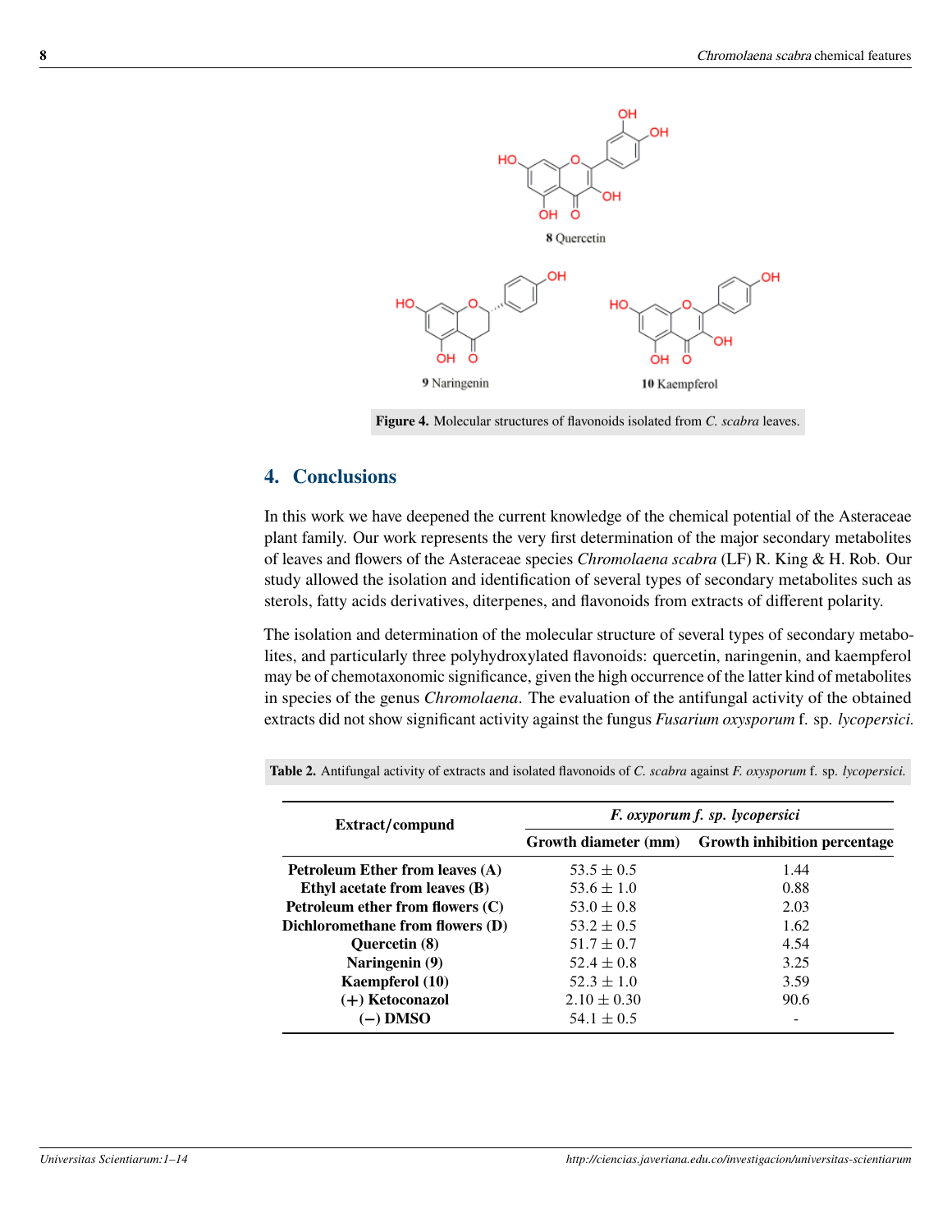**Figure 4.** Molecular structures of flavonoids isolated from *C. scabra* leaves.

## 4. Conclusions

In this work we have deepened the current knowledge of the chemical potential of the Asteraceae plant family. Our work represents the very first determination of the major secondary metabolites of leaves and flowers of the Asteraceae species *Chromolaena scabra* (LF) R. King & H. Rob. Our study allowed the isolation and identification of several types of secondary metabolites such as sterols, fatty acids derivatives, diterpenes, and flavonoids from extracts of different polarity.

The isolation and determination of the molecular structure of several types of secondary metabolites, and particularly three polyhydroxylated flavonoids: quercetin, naringenin, and kaempferol may be of chemotaxonomic significance, given the high occurrence of the latter kind of metabolites in species of the genus *Chromolaena*. The evaluation of the antifungal activity of the obtained extracts did not show significant activity against the fungus *Fusarium oxysporum* f. sp. *lycopersici.*

**Table 2.** Antifungal activity of extracts and isolated flavonoids of *C. scabra* against *F. oxysporum* f. sp. *lycopersici.*

| **Extract/compund** | ***F. oxyporum f. sp. lycopersici*** | |
|---|---|---|
| | **Growth diameter (mm)** | **Growth inhibition percentage** |
| **Petroleum Ether from leaves (A)** | 53.5 ± 0.5 | 1.44 |
| **Ethyl acetate from leaves (B)** | 53.6 ± 1.0 | 0.88 |
| **Petroleum ether from flowers (C)** | 53.0 ± 0.8 | 2.03 |
| **Dichloromethane from flowers (D)** | 53.2 ± 0.5 | 1.62 |
| **Quercetin (8)** | 51.7 ± 0.7 | 4.54 |
| **Naringenin (9)** | 52.4 ± 0.8 | 3.25 |
| **Kaempferol (10)** | 52.3 ± 1.0 | 3.59 |
| **(+) Ketoconazol** | 2.10 ± 0.30 | 90.6 |
| **(−) DMSO** | 54.1 ± 0.5 | - |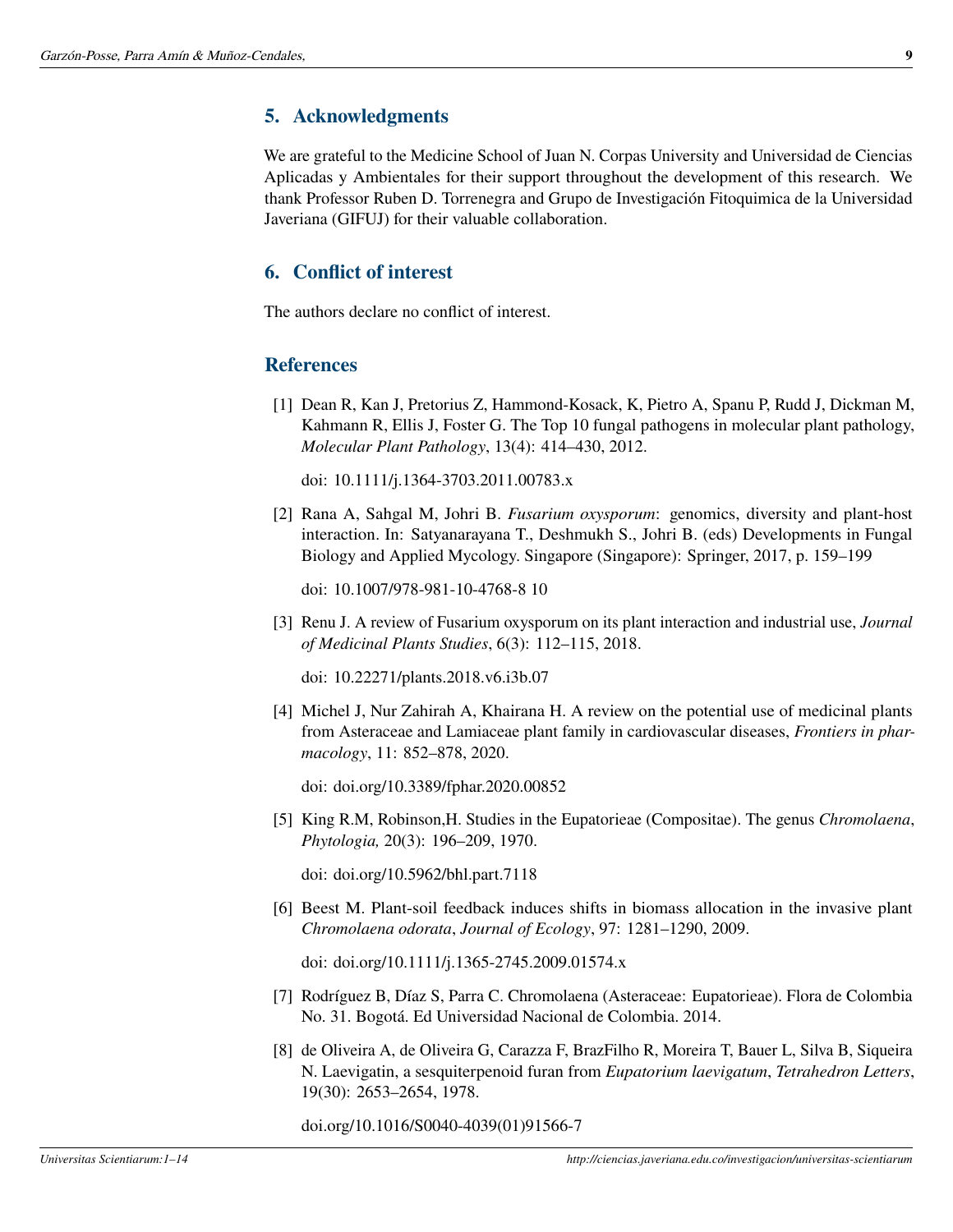## 5. Acknowledgments

We are grateful to the Medicine School of Juan N. Corpas University and Universidad de Ciencias Aplicadas y Ambientales for their support throughout the development of this research. We thank Professor Ruben D. Torrenegra and Grupo de Investigación Fitoquimica de la Universidad Javeriana (GIFUJ) for their valuable collaboration.

## 6. Conflict of interest

The authors declare no conflict of interest.

## References

[1] Dean R, Kan J, Pretorius Z, Hammond-Kosack, K, Pietro A, Spanu P, Rudd J, Dickman M, Kahmann R, Ellis J, Foster G. The Top 10 fungal pathogens in molecular plant pathology, *Molecular Plant Pathology*, 13(4): 414–430, 2012.

doi: 10.1111/j.1364-3703.2011.00783.x

[2] Rana A, Sahgal M, Johri B. *Fusarium oxysporum*: genomics, diversity and plant-host interaction. In: Satyanarayana T., Deshmukh S., Johri B. (eds) Developments in Fungal Biology and Applied Mycology. Singapore (Singapore): Springer, 2017, p. 159–199

doi: 10.1007/978-981-10-4768-8 10

[3] Renu J. A review of Fusarium oxysporum on its plant interaction and industrial use, *Journal of Medicinal Plants Studies*, 6(3): 112–115, 2018.

doi: 10.22271/plants.2018.v6.i3b.07

[4] Michel J, Nur Zahirah A, Khairana H. A review on the potential use of medicinal plants from Asteraceae and Lamiaceae plant family in cardiovascular diseases, *Frontiers in pharmacology*, 11: 852–878, 2020.

doi: doi.org/10.3389/fphar.2020.00852

[5] King R.M, Robinson,H. Studies in the Eupatorieae (Compositae). The genus *Chromolaena*, *Phytologia,* 20(3): 196–209, 1970.

doi: doi.org/10.5962/bhl.part.7118

[6] Beest M. Plant-soil feedback induces shifts in biomass allocation in the invasive plant *Chromolaena odorata*, *Journal of Ecology*, 97: 1281–1290, 2009.

doi: doi.org/10.1111/j.1365-2745.2009.01574.x

[7] Rodríguez B, Díaz S, Parra C. Chromolaena (Asteraceae: Eupatorieae). Flora de Colombia No. 31. Bogotá. Ed Universidad Nacional de Colombia. 2014.

[8] de Oliveira A, de Oliveira G, Carazza F, BrazFilho R, Moreira T, Bauer L, Silva B, Siqueira N. Laevigatin, a sesquiterpenoid furan from *Eupatorium laevigatum*, *Tetrahedron Letters*, 19(30): 2653–2654, 1978.

doi.org/10.1016/S0040-4039(01)91566-7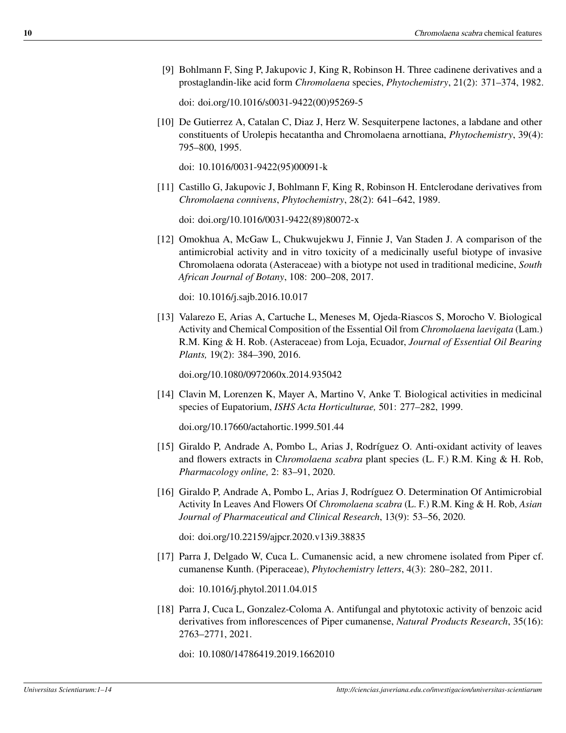[9] Bohlmann F, Sing P, Jakupovic J, King R, Robinson H. Three cadinene derivatives and a prostaglandin-like acid form *Chromolaena* species, *Phytochemistry*, 21(2): 371–374, 1982.

doi: doi.org/10.1016/s0031-9422(00)95269-5

[10] De Gutierrez A, Catalan C, Diaz J, Herz W. Sesquiterpene lactones, a labdane and other constituents of Urolepis hecatantha and Chromolaena arnottiana, *Phytochemistry*, 39(4): 795–800, 1995.

doi: 10.1016/0031-9422(95)00091-k

[11] Castillo G, Jakupovic J, Bohlmann F, King R, Robinson H. Entclerodane derivatives from *Chromolaena connivens*, *Phytochemistry*, 28(2): 641–642, 1989.

doi: doi.org/10.1016/0031-9422(89)80072-x

[12] Omokhua A, McGaw L, Chukwujekwu J, Finnie J, Van Staden J. A comparison of the antimicrobial activity and in vitro toxicity of a medicinally useful biotype of invasive Chromolaena odorata (Asteraceae) with a biotype not used in traditional medicine, *South African Journal of Botany*, 108: 200–208, 2017.

doi: 10.1016/j.sajb.2016.10.017

[13] Valarezo E, Arias A, Cartuche L, Meneses M, Ojeda-Riascos S, Morocho V. Biological Activity and Chemical Composition of the Essential Oil from *Chromolaena laevigata* (Lam.) R.M. King & H. Rob. (Asteraceae) from Loja, Ecuador, *Journal of Essential Oil Bearing Plants,* 19(2): 384–390, 2016.

doi.org/10.1080/0972060x.2014.935042

[14] Clavin M, Lorenzen K, Mayer A, Martino V, Anke T. Biological activities in medicinal species of Eupatorium, *ISHS Acta Horticulturae,* 501: 277–282, 1999.

doi.org/10.17660/actahortic.1999.501.44

[15] Giraldo P, Andrade A, Pombo L, Arias J, Rodríguez O. Anti-oxidant activity of leaves and flowers extracts in C*hromolaena scabra* plant species (L. F.) R.M. King & H. Rob, *Pharmacology online,* 2: 83–91, 2020.

[16] Giraldo P, Andrade A, Pombo L, Arias J, Rodríguez O. Determination Of Antimicrobial Activity In Leaves And Flowers Of *Chromolaena scabra* (L. F.) R.M. King & H. Rob, *Asian Journal of Pharmaceutical and Clinical Research*, 13(9): 53–56, 2020.

doi: doi.org/10.22159/ajpcr.2020.v13i9.38835

[17] Parra J, Delgado W, Cuca L. Cumanensic acid, a new chromene isolated from Piper cf. cumanense Kunth. (Piperaceae), *Phytochemistry letters*, 4(3): 280–282, 2011.

doi: 10.1016/j.phytol.2011.04.015

[18] Parra J, Cuca L, Gonzalez-Coloma A. Antifungal and phytotoxic activity of benzoic acid derivatives from inflorescences of Piper cumanense, *Natural Products Research*, 35(16): 2763–2771, 2021.

doi: 10.1080/14786419.2019.1662010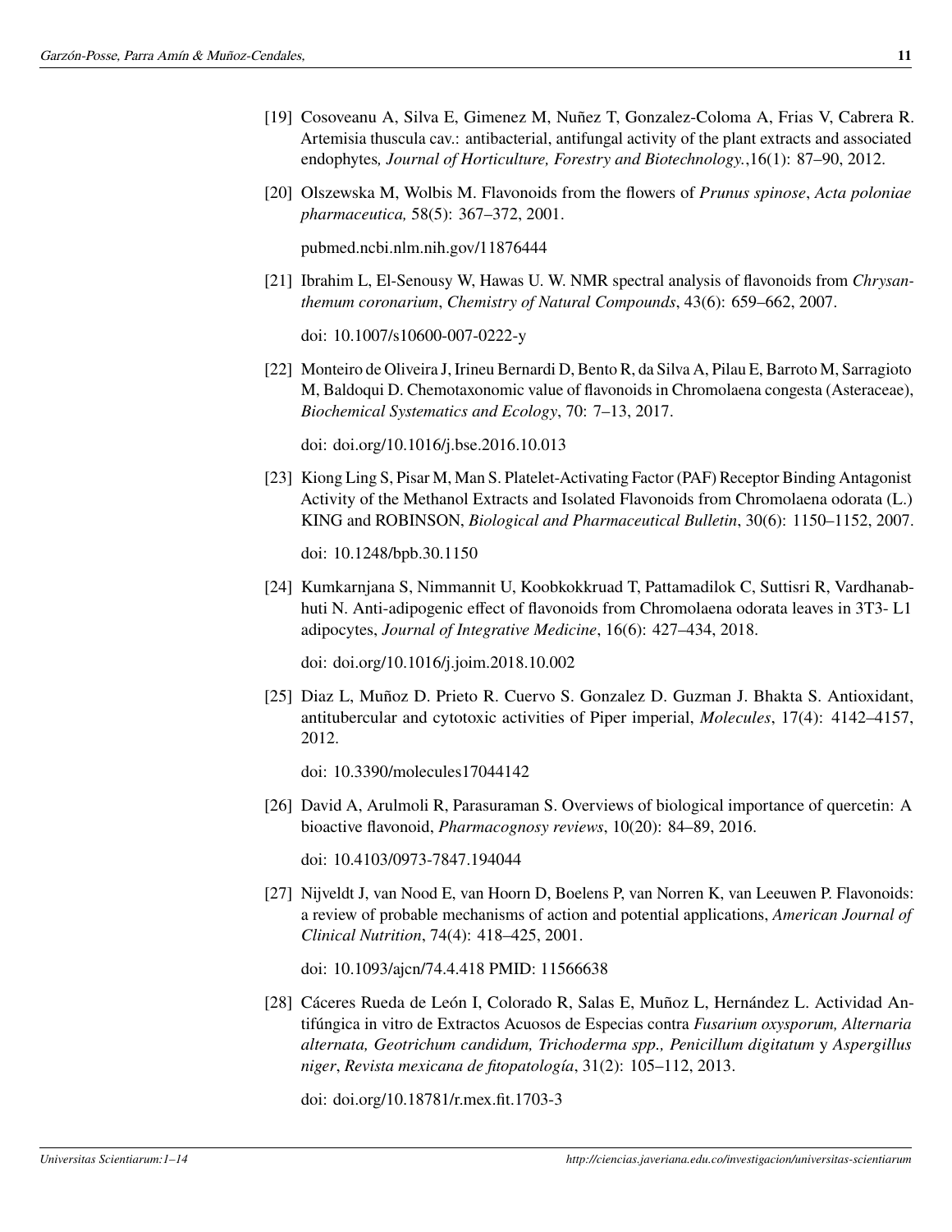[19] Cosoveanu A, Silva E, Gimenez M, Nuñez T, Gonzalez-Coloma A, Frias V, Cabrera R. Artemisia thuscula cav.: antibacterial, antifungal activity of the plant extracts and associated endophytes*, Journal of Horticulture, Forestry and Biotechnology.*,16(1): 87–90, 2012.

[20] Olszewska M, Wolbis M. Flavonoids from the flowers of *Prunus spinose*, *Acta poloniae pharmaceutica,* 58(5): 367–372, 2001.

pubmed.ncbi.nlm.nih.gov/11876444

[21] Ibrahim L, El-Senousy W, Hawas U. W. NMR spectral analysis of flavonoids from *Chrysanthemum coronarium*, *Chemistry of Natural Compounds*, 43(6): 659–662, 2007.

doi: 10.1007/s10600-007-0222-y

[22] Monteiro de Oliveira J, Irineu Bernardi D, Bento R, da Silva A, Pilau E, Barroto M, Sarragioto M, Baldoqui D. Chemotaxonomic value of flavonoids in Chromolaena congesta (Asteraceae), *Biochemical Systematics and Ecology*, 70: 7–13, 2017.

doi: doi.org/10.1016/j.bse.2016.10.013

[23] Kiong Ling S, Pisar M, Man S. Platelet-Activating Factor (PAF) Receptor Binding Antagonist Activity of the Methanol Extracts and Isolated Flavonoids from Chromolaena odorata (L.) KING and ROBINSON, *Biological and Pharmaceutical Bulletin*, 30(6): 1150–1152, 2007.

doi: 10.1248/bpb.30.1150

[24] Kumkarnjana S, Nimmannit U, Koobkokkruad T, Pattamadilok C, Suttisri R, Vardhanabhuti N. Anti-adipogenic effect of flavonoids from Chromolaena odorata leaves in 3T3- L1 adipocytes, *Journal of Integrative Medicine*, 16(6): 427–434, 2018.

doi: doi.org/10.1016/j.joim.2018.10.002

[25] Diaz L, Muñoz D. Prieto R. Cuervo S. Gonzalez D. Guzman J. Bhakta S. Antioxidant, antitubercular and cytotoxic activities of Piper imperial, *Molecules*, 17(4): 4142–4157, 2012.

doi: 10.3390/molecules17044142

[26] David A, Arulmoli R, Parasuraman S. Overviews of biological importance of quercetin: A bioactive flavonoid, *Pharmacognosy reviews*, 10(20): 84–89, 2016.

doi: 10.4103/0973-7847.194044

[27] Nijveldt J, van Nood E, van Hoorn D, Boelens P, van Norren K, van Leeuwen P. Flavonoids: a review of probable mechanisms of action and potential applications, *American Journal of Clinical Nutrition*, 74(4): 418–425, 2001.

doi: 10.1093/ajcn/74.4.418 PMID: 11566638

[28] Cáceres Rueda de León I, Colorado R, Salas E, Muñoz L, Hernández L. Actividad Antifúngica in vitro de Extractos Acuosos de Especias contra *Fusarium oxysporum, Alternaria alternata, Geotrichum candidum, Trichoderma spp., Penicillum digitatum* y *Aspergillus niger*, *Revista mexicana de fitopatología*, 31(2): 105–112, 2013.

doi: doi.org/10.18781/r.mex.fit.1703-3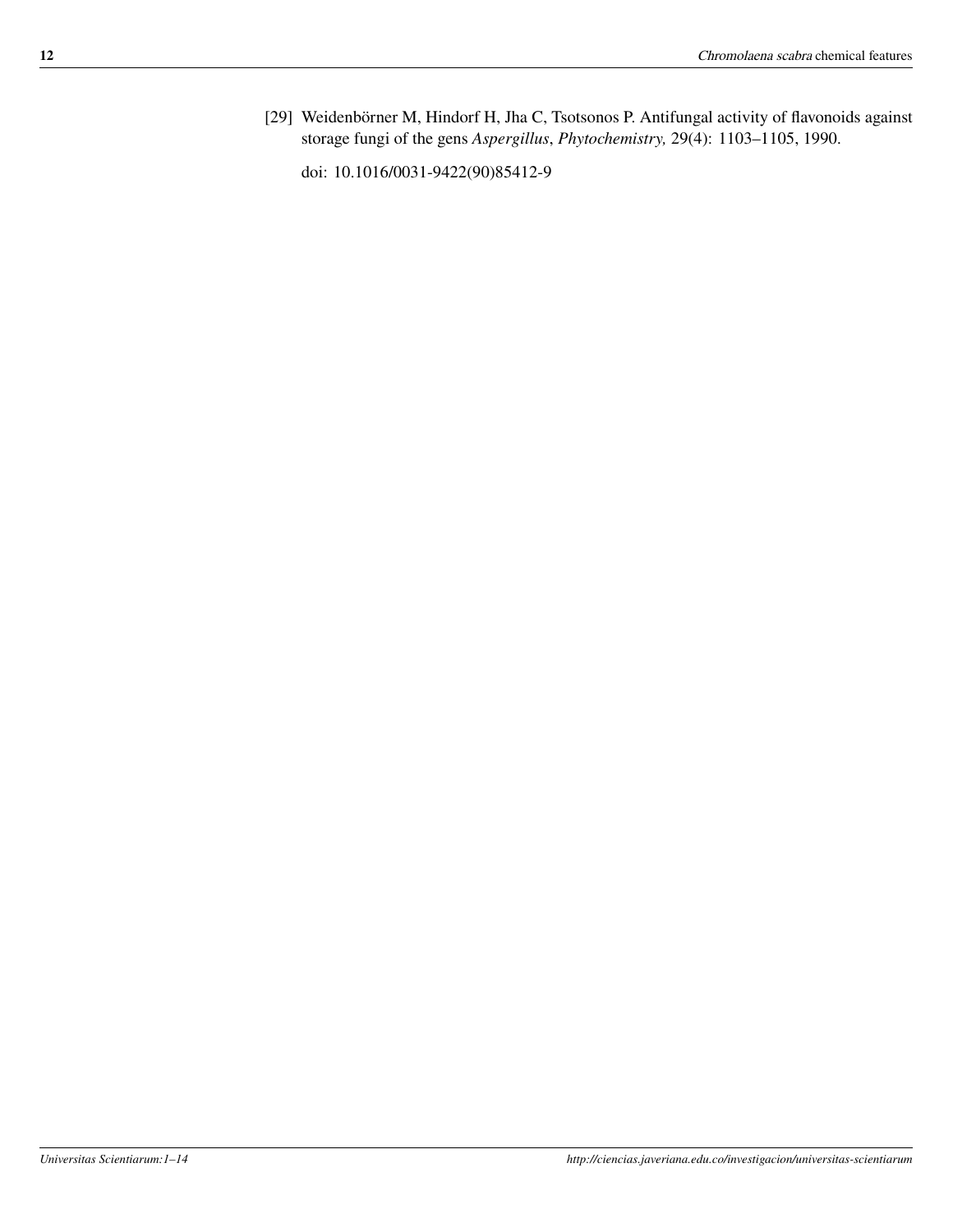[29] Weidenbörner M, Hindorf H, Jha C, Tsotsonos P. Antifungal activity of flavonoids against storage fungi of the gens *Aspergillus*, *Phytochemistry,* 29(4): 1103–1105, 1990.

doi: 10.1016/0031-9422(90)85412-9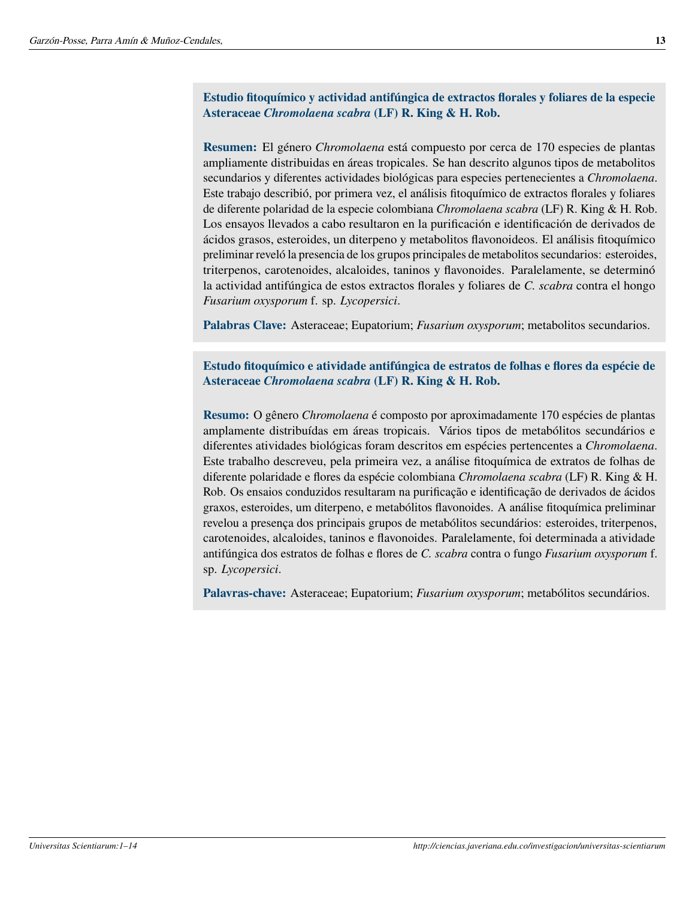## Estudio fitoquímico y actividad antifúngica de extractos florales y foliares de la especie Asteraceae *Chromolaena scabra* (LF) R. King & H. Rob.

**Resumen:** El género *Chromolaena* está compuesto por cerca de 170 especies de plantas ampliamente distribuidas en áreas tropicales. Se han descrito algunos tipos de metabolitos secundarios y diferentes actividades biológicas para especies pertenecientes a *Chromolaena*. Este trabajo describió, por primera vez, el análisis fitoquímico de extractos florales y foliares de diferente polaridad de la especie colombiana *Chromolaena scabra* (LF) R. King & H. Rob. Los ensayos llevados a cabo resultaron en la purificación e identificación de derivados de ácidos grasos, esteroides, un diterpeno y metabolitos flavonoideos. El análisis fitoquímico preliminar reveló la presencia de los grupos principales de metabolitos secundarios: esteroides, triterpenos, carotenoides, alcaloides, taninos y flavonoides. Paralelamente, se determinó la actividad antifúngica de estos extractos florales y foliares de *C. scabra* contra el hongo *Fusarium oxysporum* f. sp. *Lycopersici*.

**Palabras Clave:** Asteraceae; Eupatorium; *Fusarium oxysporum*; metabolitos secundarios.

## Estudo fitoquímico e atividade antifúngica de estratos de folhas e flores da espécie de Asteraceae *Chromolaena scabra* (LF) R. King & H. Rob.

**Resumo:** O gênero *Chromolaena* é composto por aproximadamente 170 espécies de plantas amplamente distribuídas em áreas tropicais. Vários tipos de metabólitos secundários e diferentes atividades biológicas foram descritos em espécies pertencentes a *Chromolaena*. Este trabalho descreveu, pela primeira vez, a análise fitoquímica de extratos de folhas de diferente polaridade e flores da espécie colombiana *Chromolaena scabra* (LF) R. King & H. Rob. Os ensaios conduzidos resultaram na purificação e identificação de derivados de ácidos graxos, esteroides, um diterpeno, e metabólitos flavonoides. A análise fitoquímica preliminar revelou a presença dos principais grupos de metabólitos secundários: esteroides, triterpenos, carotenoides, alcaloides, taninos e flavonoides. Paralelamente, foi determinada a atividade antifúngica dos estratos de folhas e flores de *C. scabra* contra o fungo *Fusarium oxysporum* f. sp. *Lycopersici*.

**Palavras-chave:** Asteraceae; Eupatorium; *Fusarium oxysporum*; metabólitos secundários.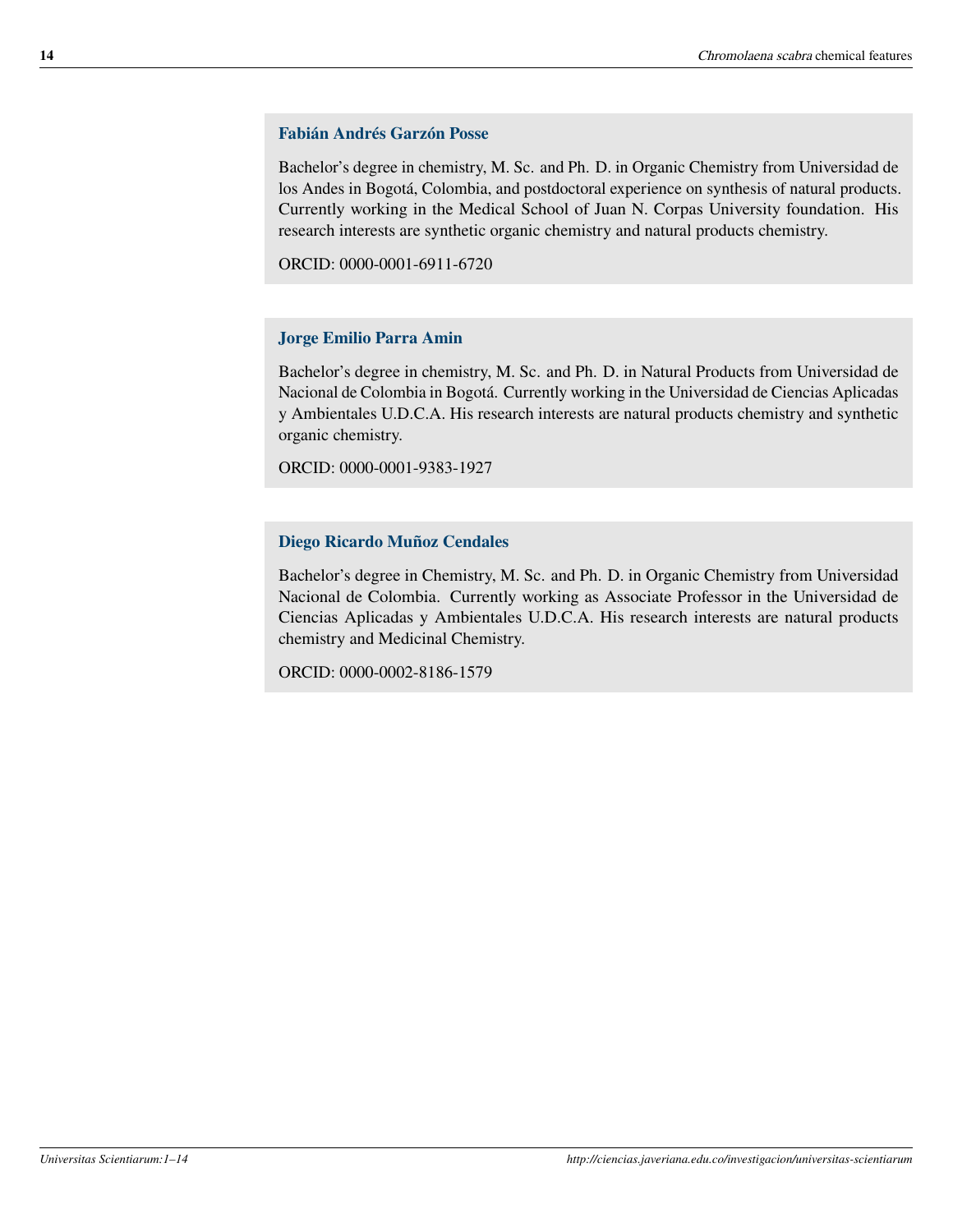### Fabián Andrés Garzón Posse

Bachelor's degree in chemistry, M. Sc. and Ph. D. in Organic Chemistry from Universidad de los Andes in Bogotá, Colombia, and postdoctoral experience on synthesis of natural products. Currently working in the Medical School of Juan N. Corpas University foundation. His research interests are synthetic organic chemistry and natural products chemistry.

ORCID: 0000-0001-6911-6720

### Jorge Emilio Parra Amin

Bachelor's degree in chemistry, M. Sc. and Ph. D. in Natural Products from Universidad de Nacional de Colombia in Bogotá. Currently working in the Universidad de Ciencias Aplicadas y Ambientales U.D.C.A. His research interests are natural products chemistry and synthetic organic chemistry.

ORCID: 0000-0001-9383-1927

### Diego Ricardo Muñoz Cendales

Bachelor's degree in Chemistry, M. Sc. and Ph. D. in Organic Chemistry from Universidad Nacional de Colombia. Currently working as Associate Professor in the Universidad de Ciencias Aplicadas y Ambientales U.D.C.A. His research interests are natural products chemistry and Medicinal Chemistry.

ORCID: 0000-0002-8186-1579